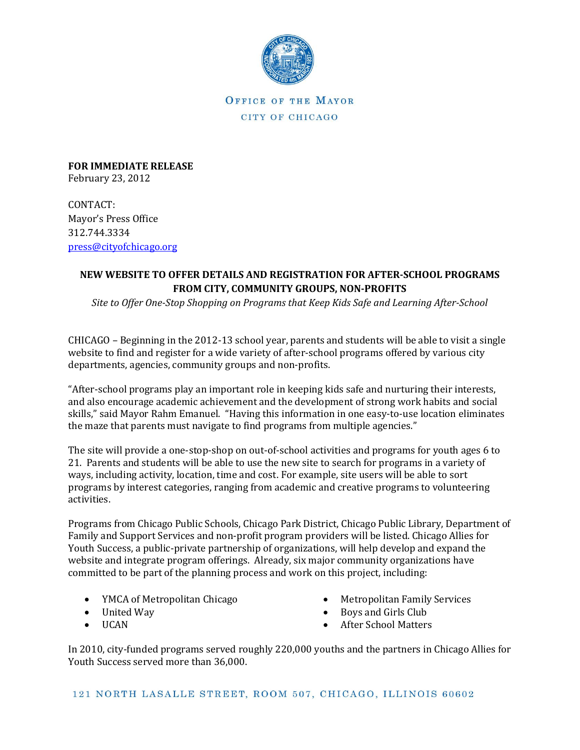OFFICE OF THE MAYOR

CITY OF CHICAGO

**FOR IMMEDIATE RELEASE**
February 23, 2012

CONTACT:
Mayor's Press Office
312.744.3334
press@cityofchicago.org

## NEW WEBSITE TO OFFER DETAILS AND REGISTRATION FOR AFTER-SCHOOL PROGRAMS FROM CITY, COMMUNITY GROUPS, NON-PROFITS

*Site to Offer One-Stop Shopping on Programs that Keep Kids Safe and Learning After-School*

CHICAGO – Beginning in the 2012-13 school year, parents and students will be able to visit a single website to find and register for a wide variety of after-school programs offered by various city departments, agencies, community groups and non-profits.

"After-school programs play an important role in keeping kids safe and nurturing their interests, and also encourage academic achievement and the development of strong work habits and social skills," said Mayor Rahm Emanuel. "Having this information in one easy-to-use location eliminates the maze that parents must navigate to find programs from multiple agencies."

The site will provide a one-stop-shop on out-of-school activities and programs for youth ages 6 to 21. Parents and students will be able to use the new site to search for programs in a variety of ways, including activity, location, time and cost. For example, site users will be able to sort programs by interest categories, ranging from academic and creative programs to volunteering activities.

Programs from Chicago Public Schools, Chicago Park District, Chicago Public Library, Department of Family and Support Services and non-profit program providers will be listed. Chicago Allies for Youth Success, a public-private partnership of organizations, will help develop and expand the website and integrate program offerings. Already, six major community organizations have committed to be part of the planning process and work on this project, including:

- YMCA of Metropolitan Chicago
- United Way
- UCAN
- Metropolitan Family Services
- Boys and Girls Club
- After School Matters

In 2010, city-funded programs served roughly 220,000 youths and the partners in Chicago Allies for Youth Success served more than 36,000.

121 NORTH LASALLE STREET, ROOM 507, CHICAGO, ILLINOIS 60602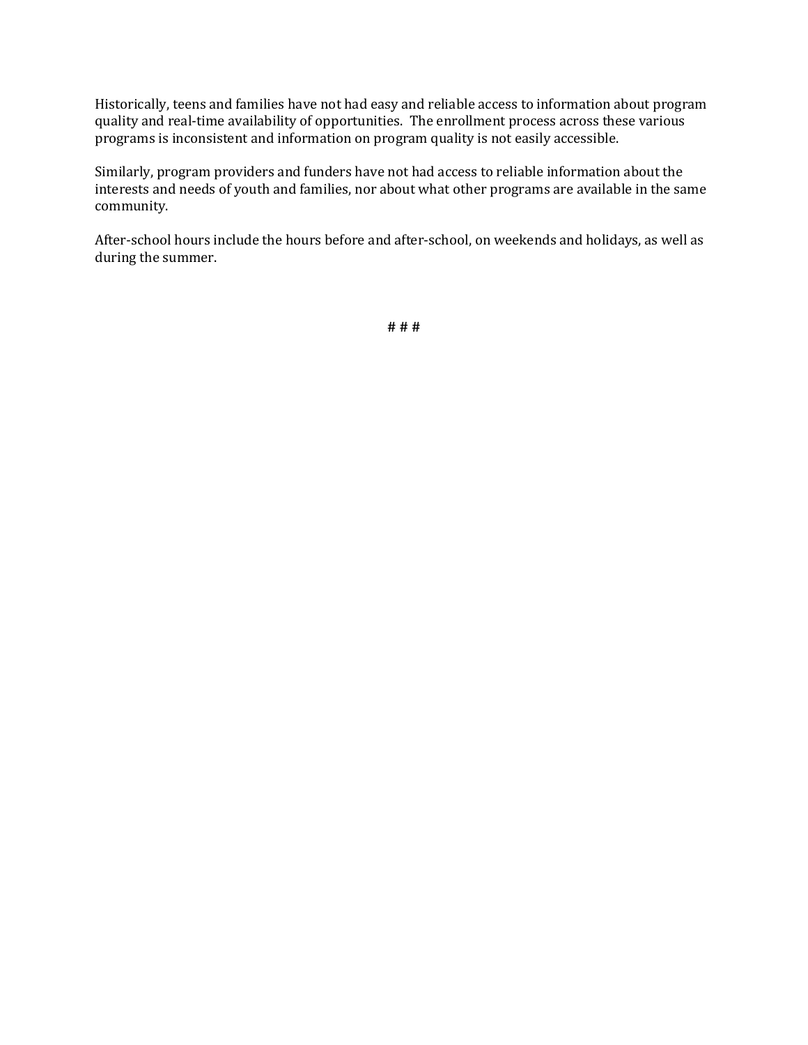Historically, teens and families have not had easy and reliable access to information about program quality and real-time availability of opportunities. The enrollment process across these various programs is inconsistent and information on program quality is not easily accessible.

Similarly, program providers and funders have not had access to reliable information about the interests and needs of youth and families, nor about what other programs are available in the same community.

After-school hours include the hours before and after-school, on weekends and holidays, as well as during the summer.

# # #